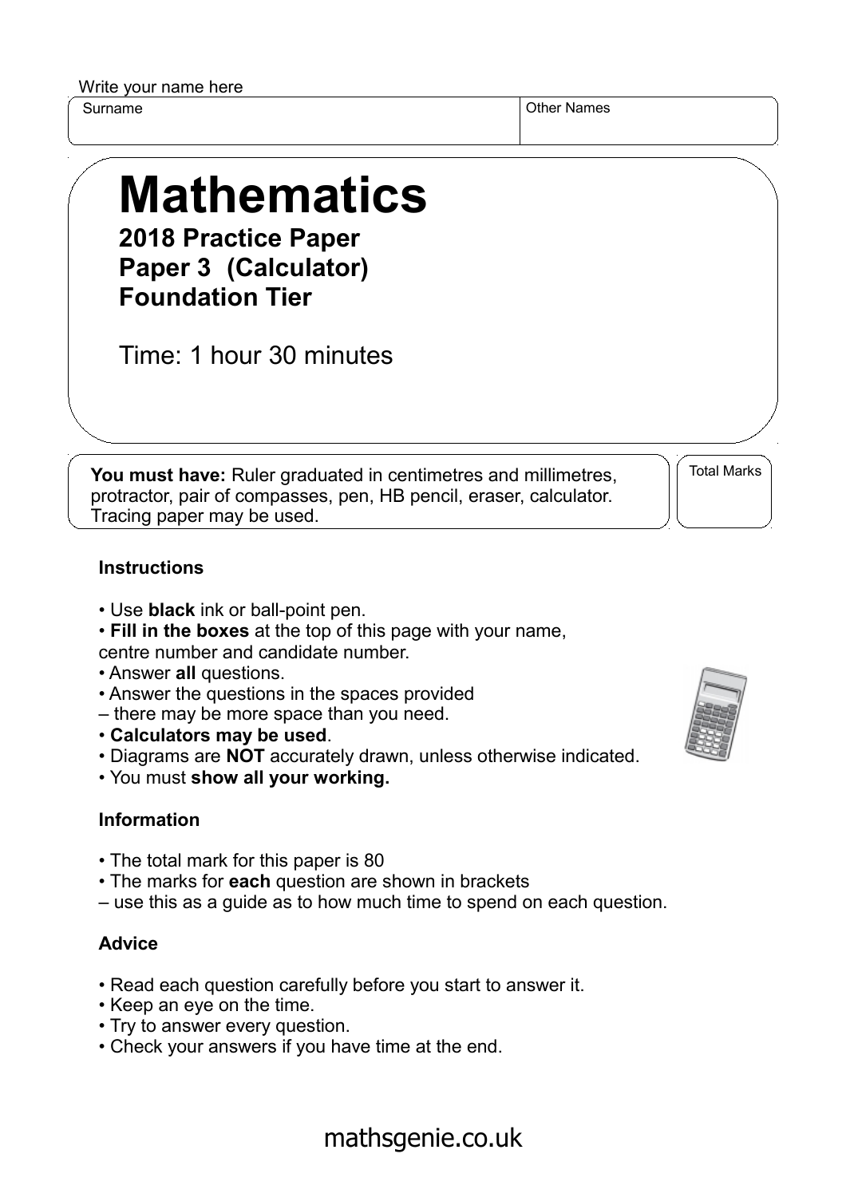Write your name here

| Surname | Other Names |
| --- | --- |
| | |

# Mathematics

**2018 Practice Paper**
**Paper 3 (Calculator)**
**Foundation Tier**

Time: 1 hour 30 minutes

**You must have:** Ruler graduated in centimetres and millimetres, protractor, pair of compasses, pen, HB pencil, eraser, calculator. Tracing paper may be used.

Total Marks

### Instructions

- Use **black** ink or ball-point pen.
- **Fill in the boxes** at the top of this page with your name, centre number and candidate number.
- Answer **all** questions.
- Answer the questions in the spaces provided – there may be more space than you need.
- **Calculators may be used**.
- Diagrams are **NOT** accurately drawn, unless otherwise indicated.
- You must **show all your working.**

### Information

- The total mark for this paper is 80
- The marks for **each** question are shown in brackets – use this as a guide as to how much time to spend on each question.

### Advice

- Read each question carefully before you start to answer it.
- Keep an eye on the time.
- Try to answer every question.
- Check your answers if you have time at the end.

mathsgenie.co.uk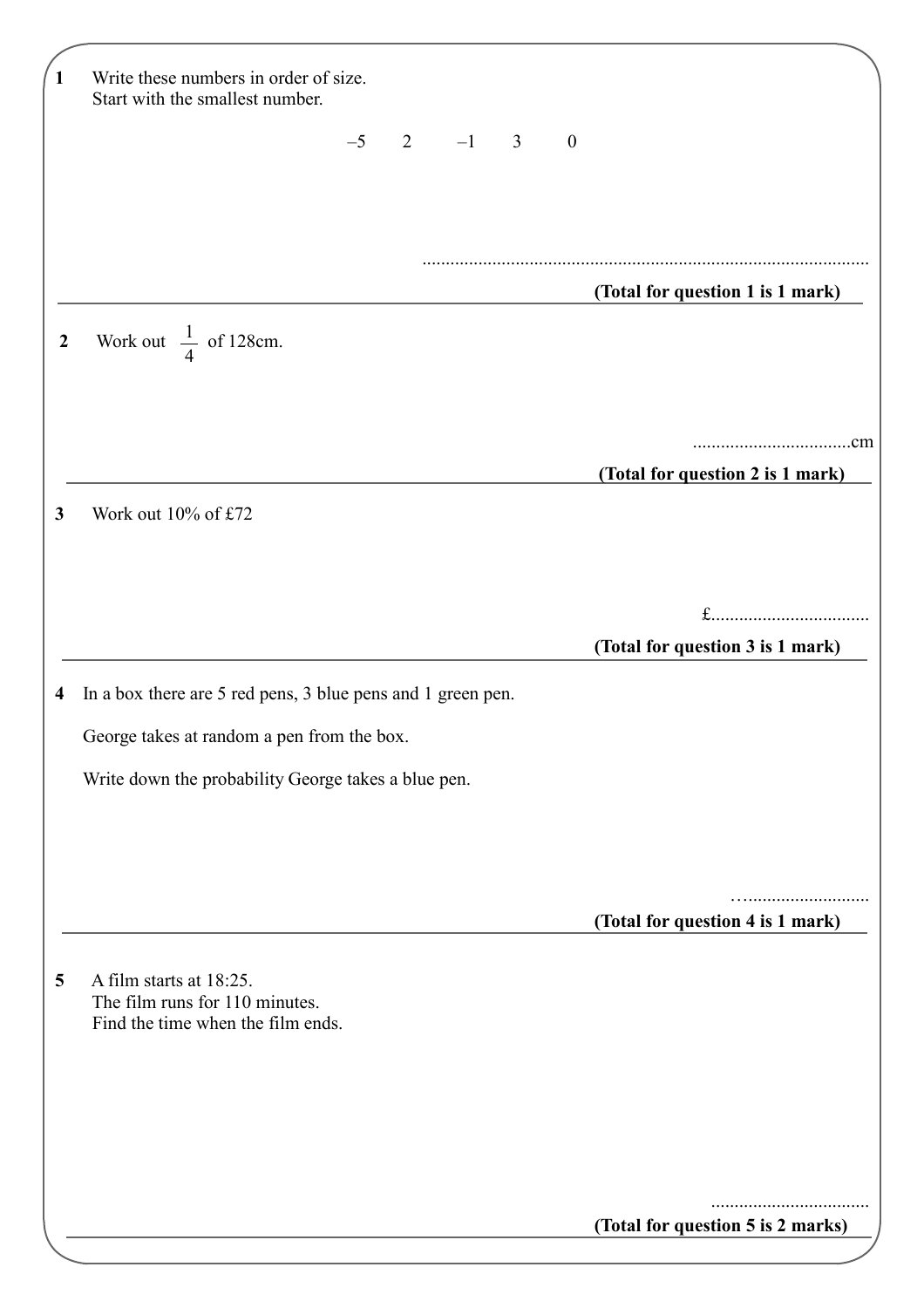**1** Write these numbers in order of size.
Start with the smallest number.

$-5 \quad 2 \quad -1 \quad 3 \quad 0$

..............................................................................................

**(Total for question 1 is 1 mark)**

---

**2** Work out $\frac{1}{4}$ of 128cm.

..................................cm

**(Total for question 2 is 1 mark)**

---

**3** Work out 10% of £72

£..................................

**(Total for question 3 is 1 mark)**

---

**4** In a box there are 5 red pens, 3 blue pens and 1 green pen.

George takes at random a pen from the box.

Write down the probability George takes a blue pen.

…..........................

**(Total for question 4 is 1 mark)**

---

**5** A film starts at 18:25.
The film runs for 110 minutes.
Find the time when the film ends.

..................................

**(Total for question 5 is 2 marks)**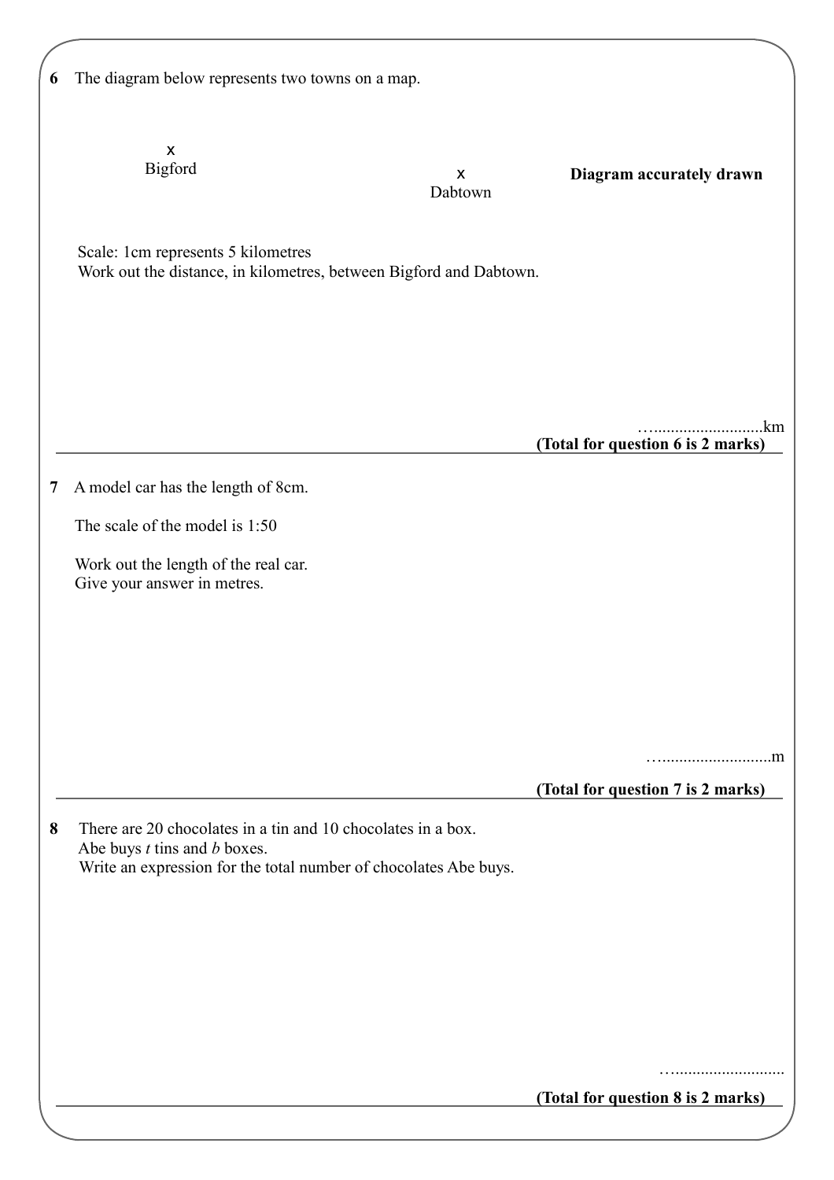**6** The diagram below represents two towns on a map.

x
Bigford

x
Dabtown

**Diagram accurately drawn**

Scale: 1cm represents 5 kilometres

Work out the distance, in kilometres, between Bigford and Dabtown.

…..........................km

**(Total for question 6 is 2 marks)**

---

**7** A model car has the length of 8cm.

The scale of the model is 1:50

Work out the length of the real car.
Give your answer in metres.

…..........................m

**(Total for question 7 is 2 marks)**

---

**8** There are 20 chocolates in a tin and 10 chocolates in a box.
Abe buys $t$ tins and $b$ boxes.
Write an expression for the total number of chocolates Abe buys.

…..........................

**(Total for question 8 is 2 marks)**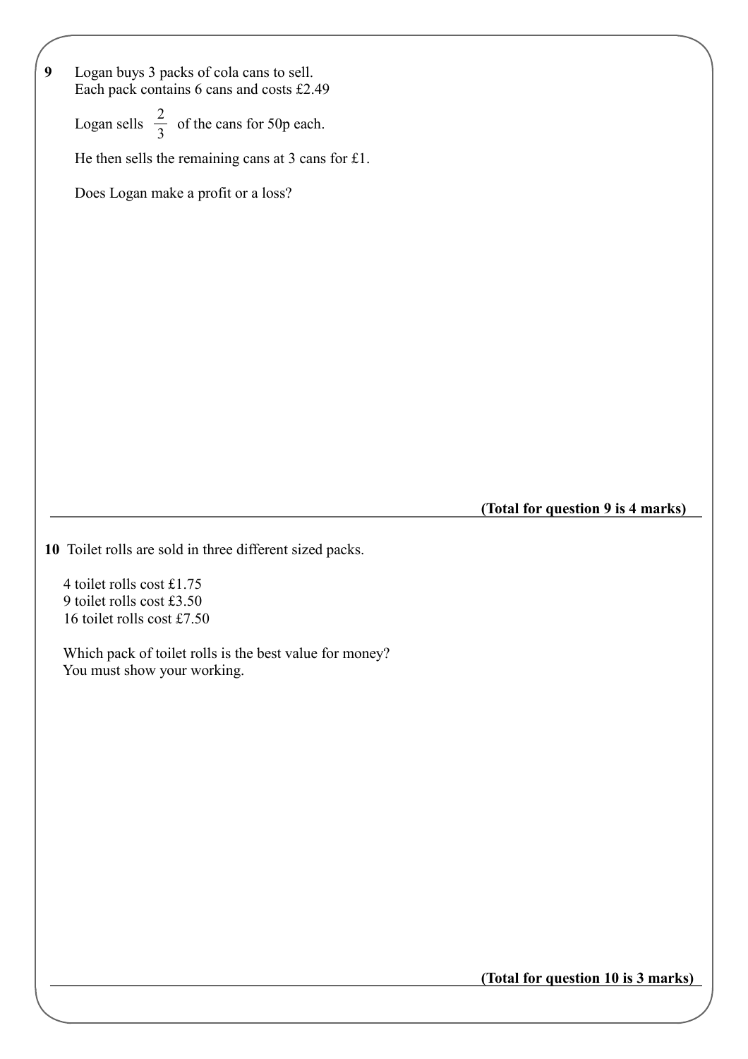**9** Logan buys 3 packs of cola cans to sell.
Each pack contains 6 cans and costs £2.49

Logan sells $\frac{2}{3}$ of the cans for 50p each.

He then sells the remaining cans at 3 cans for £1.

Does Logan make a profit or a loss?

**(Total for question 9 is 4 marks)**

---

**10** Toilet rolls are sold in three different sized packs.

4 toilet rolls cost £1.75
9 toilet rolls cost £3.50
16 toilet rolls cost £7.50

Which pack of toilet rolls is the best value for money?
You must show your working.

**(Total for question 10 is 3 marks)**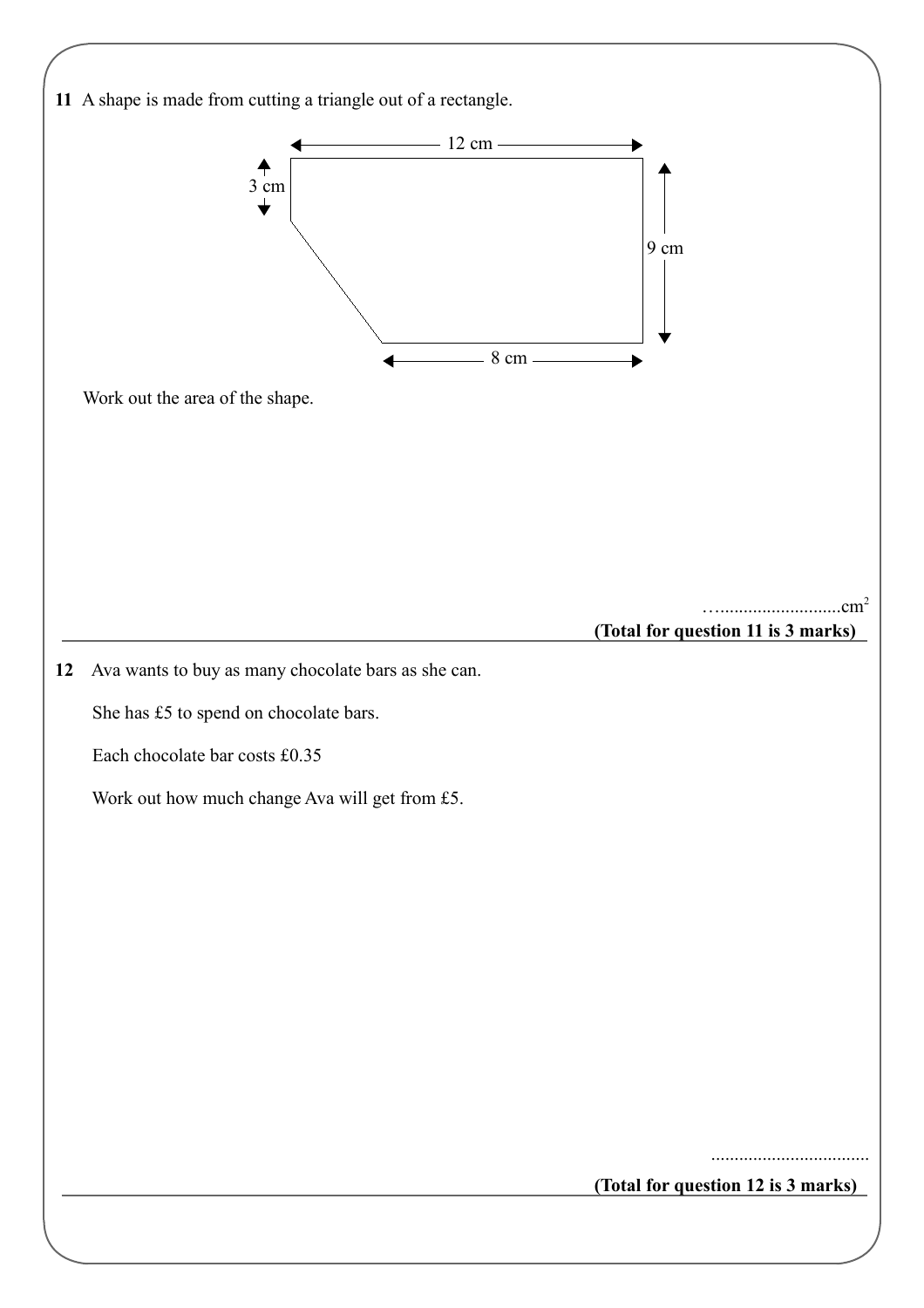**11** A shape is made from cutting a triangle out of a rectangle.

12 cm

3 cm

9 cm

8 cm

Work out the area of the shape.

…..........................cm²

**(Total for question 11 is 3 marks)**

---

**12** Ava wants to buy as many chocolate bars as she can.

She has £5 to spend on chocolate bars.

Each chocolate bar costs £0.35

Work out how much change Ava will get from £5.

..................................

**(Total for question 12 is 3 marks)**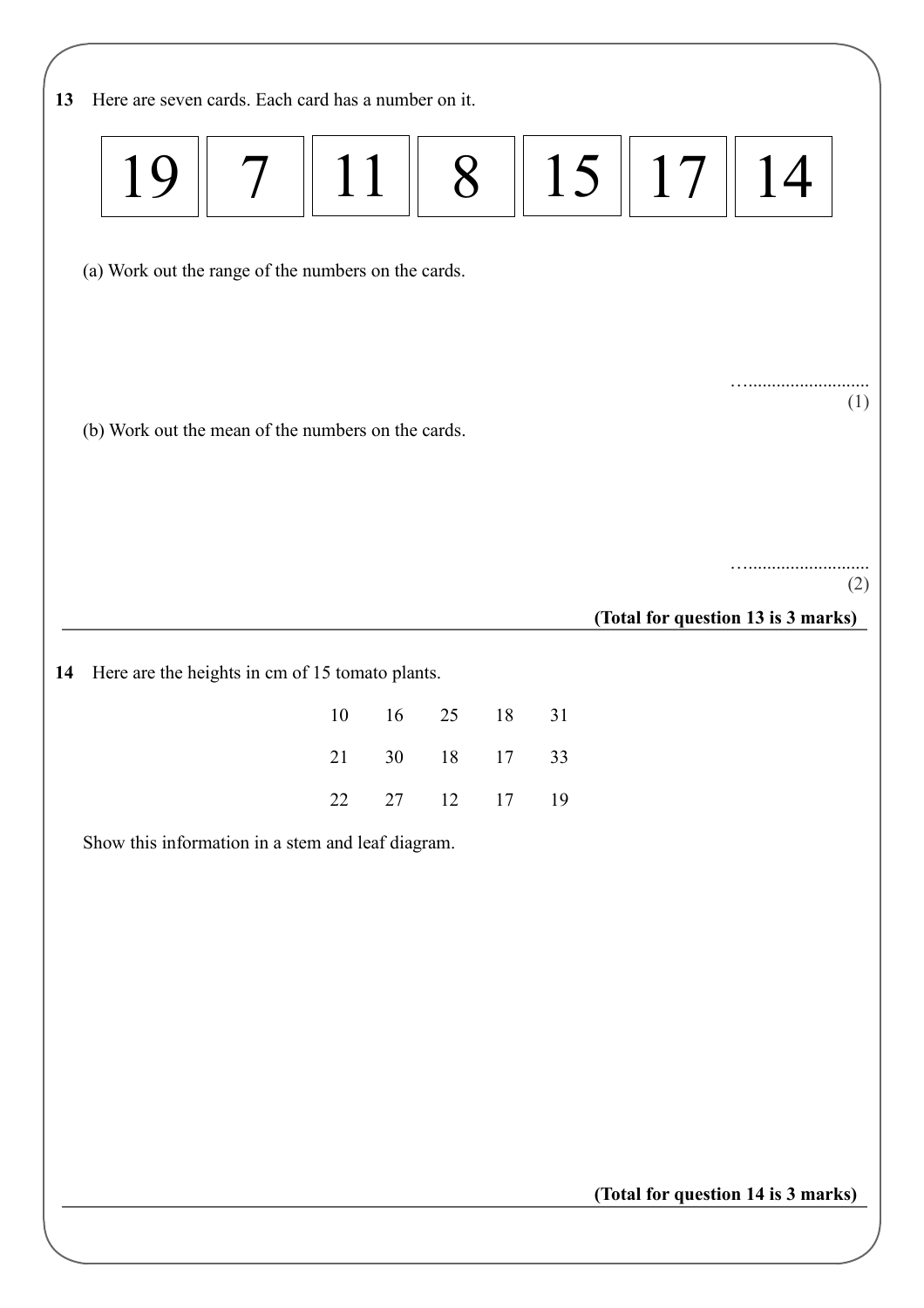**13** Here are seven cards. Each card has a number on it.

| 19 | 7 | 11 | 8 | 15 | 17 | 14 |
|---|---|---|---|---|---|---|

(a) Work out the range of the numbers on the cards.

…..........................
(1)

(b) Work out the mean of the numbers on the cards.

…..........................
(2)

**(Total for question 13 is 3 marks)**

---

**14** Here are the heights in cm of 15 tomato plants.

| | | | | |
|---|---|---|---|---|
| 10 | 16 | 25 | 18 | 31 |
| 21 | 30 | 18 | 17 | 33 |
| 22 | 27 | 12 | 17 | 19 |

Show this information in a stem and leaf diagram.

**(Total for question 14 is 3 marks)**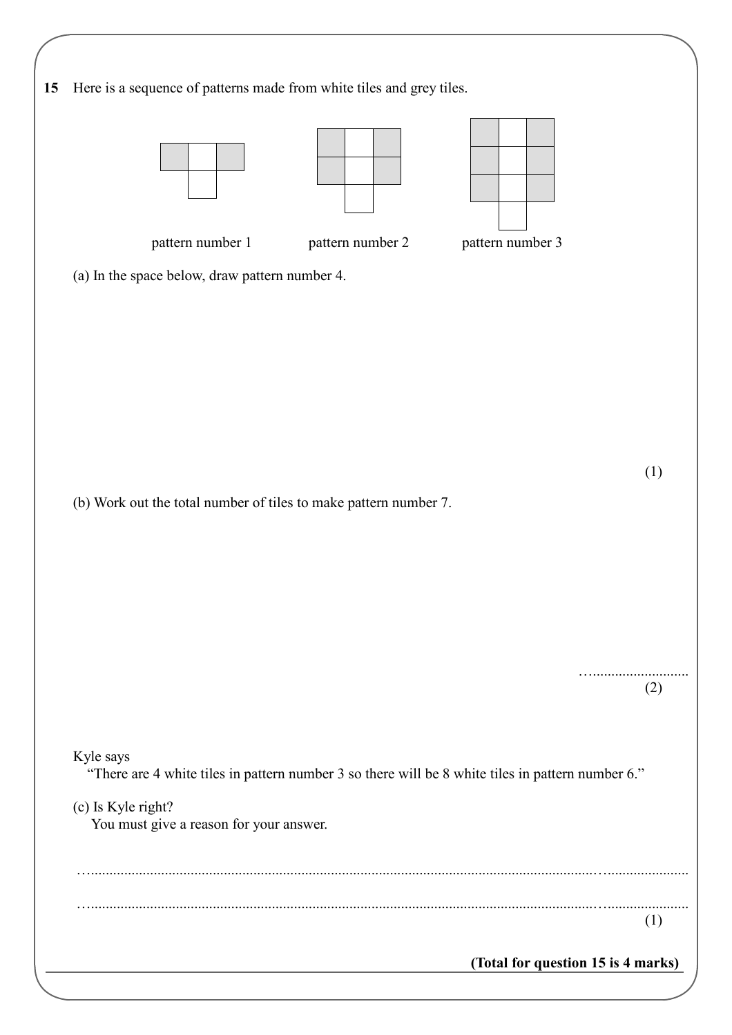**15** Here is a sequence of patterns made from white tiles and grey tiles.

pattern number 1 &nbsp;&nbsp;&nbsp;&nbsp; pattern number 2 &nbsp;&nbsp;&nbsp;&nbsp; pattern number 3

(a) In the space below, draw pattern number 4.

(1)

(b) Work out the total number of tiles to make pattern number 7.

…..........................

(2)

Kyle says
"There are 4 white tiles in pattern number 3 so there will be 8 white tiles in pattern number 6."

(c) Is Kyle right?
You must give a reason for your answer.

…..........................................................................................................................................................

…..........................................................................................................................................................

(1)

**(Total for question 15 is 4 marks)**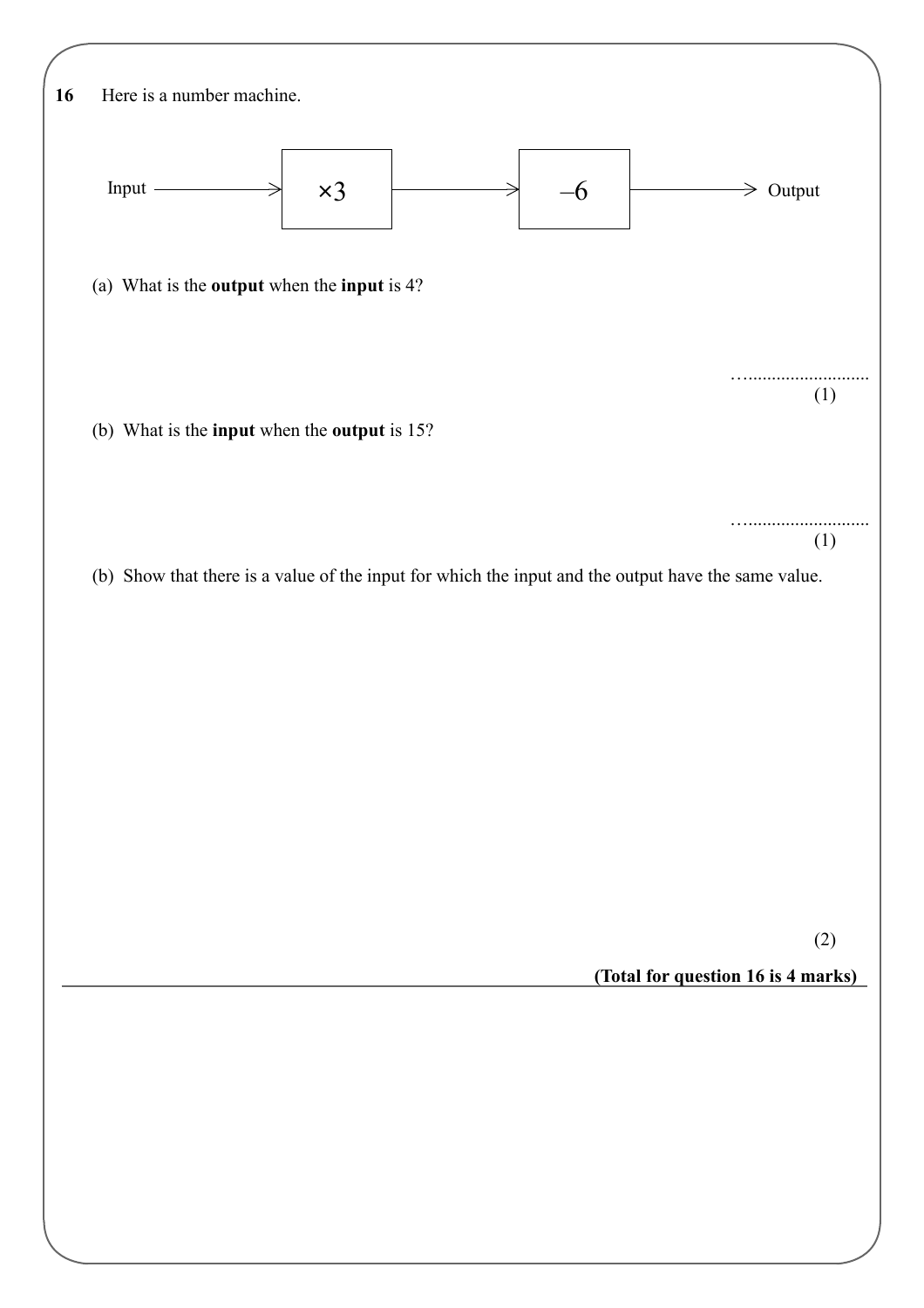**16** Here is a number machine.

Input → $\times 3$ → $-6$ → Output

(a) What is the **output** when the **input** is 4?

..............................
(1)

(b) What is the **input** when the **output** is 15?

..............................
(1)

(b) Show that there is a value of the input for which the input and the output have the same value.

(2)

**(Total for question 16 is 4 marks)**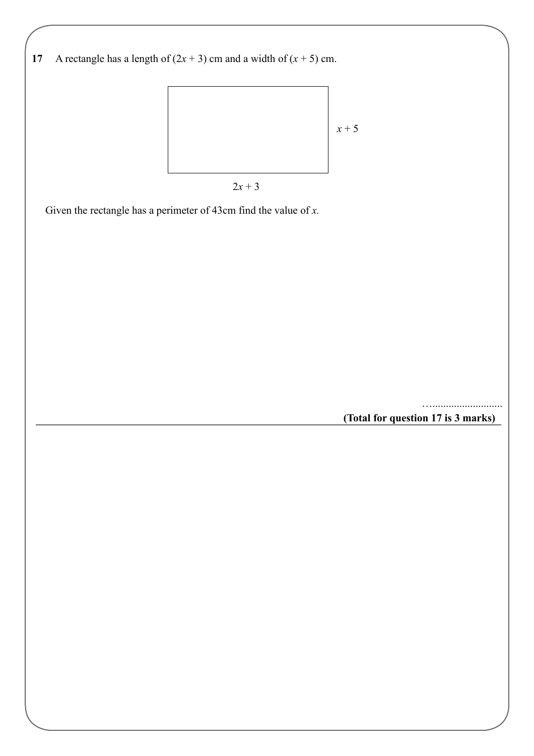**17** A rectangle has a length of $(2x + 3)$ cm and a width of $(x + 5)$ cm.

$x + 5$

$2x + 3$

Given the rectangle has a perimeter of 43cm find the value of $x$.

…..........................

**(Total for question 17 is 3 marks)**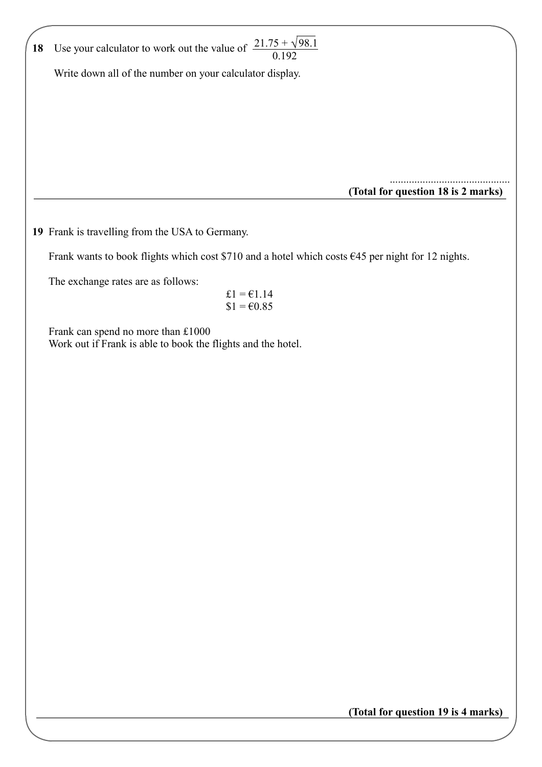**18** Use your calculator to work out the value of $\frac{21.75 + \sqrt{98.1}}{0.192}$

Write down all of the number on your calculator display.

.............................................

**(Total for question 18 is 2 marks)**

---

**19** Frank is travelling from the USA to Germany.

Frank wants to book flights which cost \$710 and a hotel which costs €45 per night for 12 nights.

The exchange rates are as follows:

£1 = €1.14
\$1 = €0.85

Frank can spend no more than £1000
Work out if Frank is able to book the flights and the hotel.

**(Total for question 19 is 4 marks)**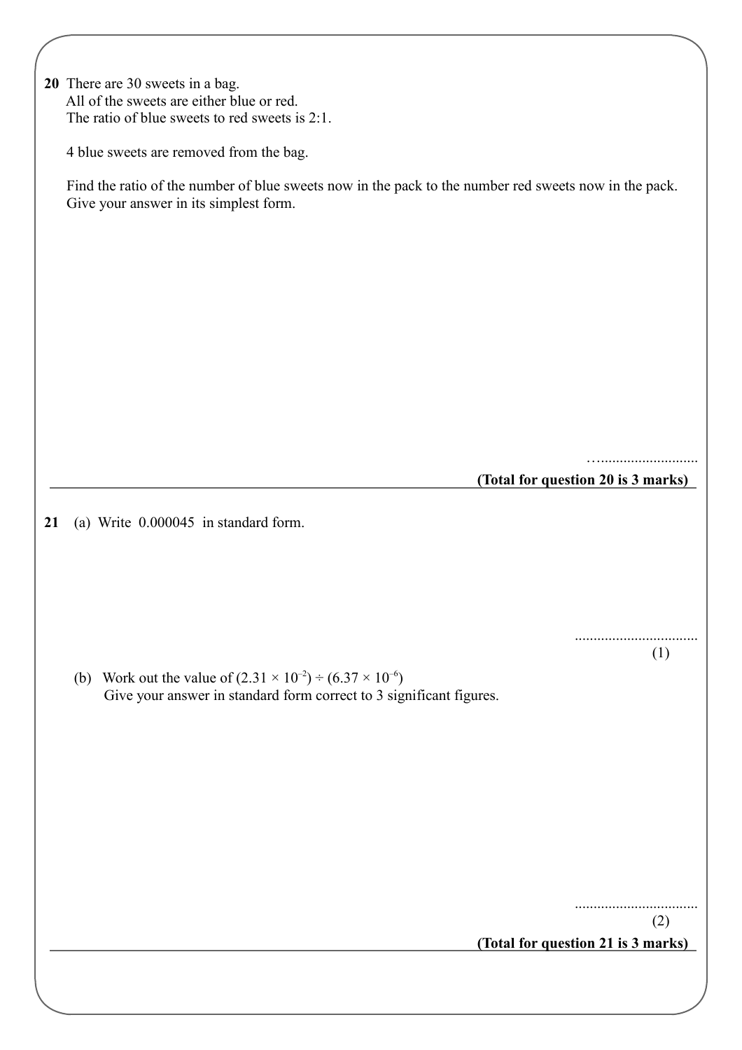**20** There are 30 sweets in a bag.
All of the sweets are either blue or red.
The ratio of blue sweets to red sweets is 2:1.

4 blue sweets are removed from the bag.

Find the ratio of the number of blue sweets now in the pack to the number red sweets now in the pack.
Give your answer in its simplest form.

…..........................

**(Total for question 20 is 3 marks)**

---

**21** (a) Write 0.000045 in standard form.

.................................
(1)

(b) Work out the value of $(2.31 \times 10^{-2}) \div (6.37 \times 10^{-6})$
Give your answer in standard form correct to 3 significant figures.

.................................
(2)

**(Total for question 21 is 3 marks)**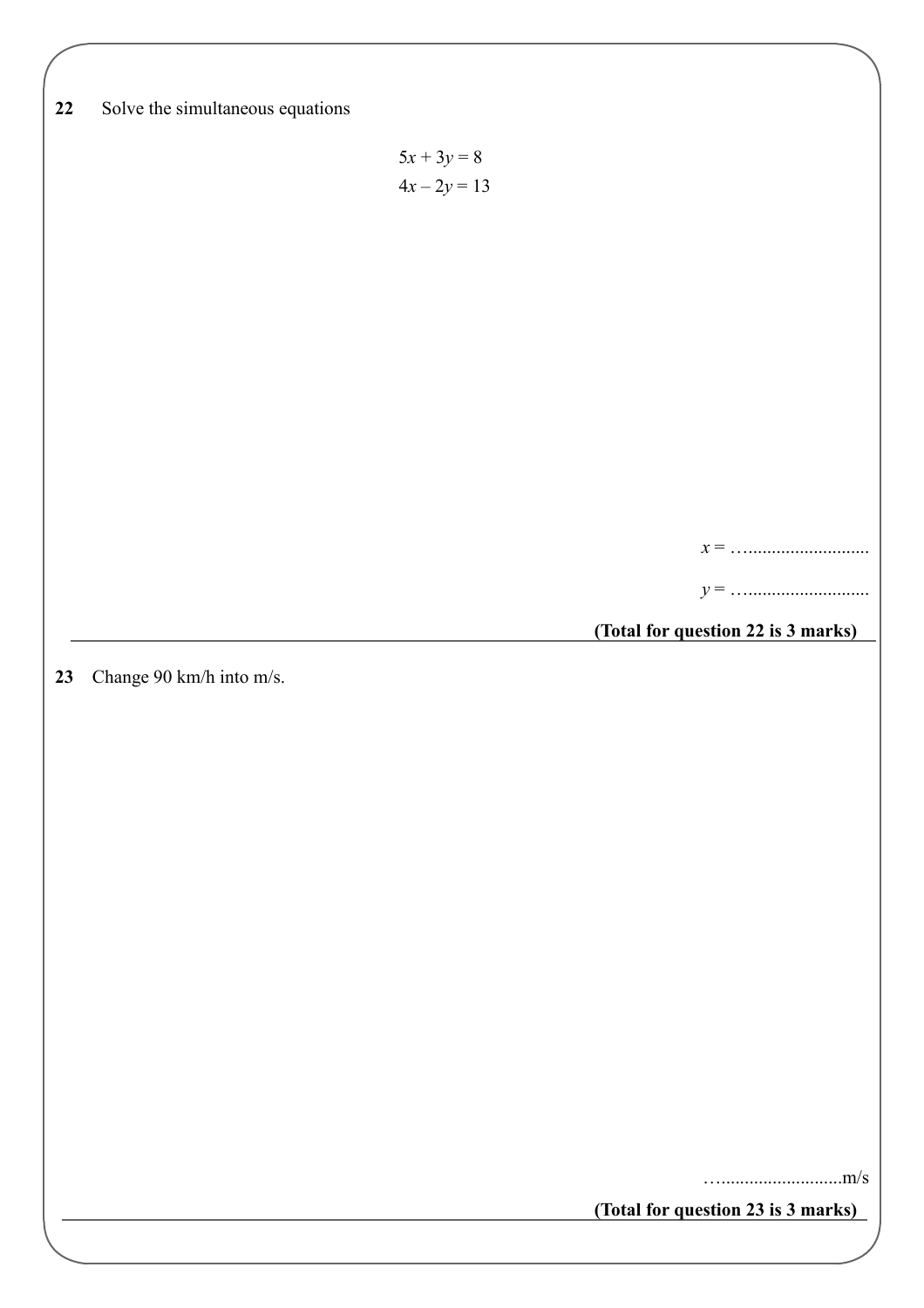**22** Solve the simultaneous equations

$$5x + 3y = 8$$
$$4x - 2y = 13$$

$x$ = …..........................

$y$ = …..........................

**(Total for question 22 is 3 marks)**

---

**23** Change 90 km/h into m/s.

…..........................m/s

**(Total for question 23 is 3 marks)**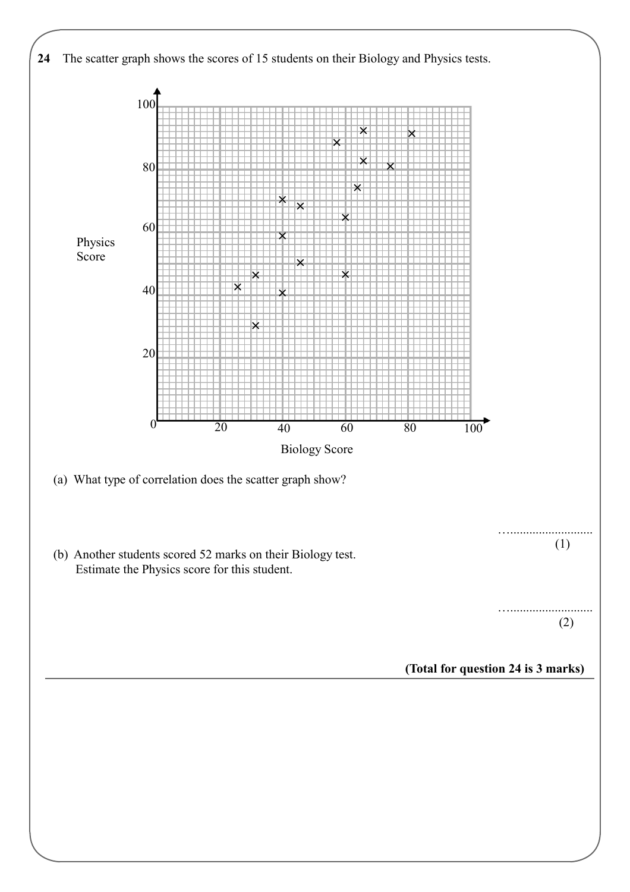**24** The scatter graph shows the scores of 15 students on their Biology and Physics tests.

(a) What type of correlation does the scatter graph show?

…..........................
(1)

(b) Another students scored 52 marks on their Biology test.
Estimate the Physics score for this student.

…..........................
(2)

**(Total for question 24 is 3 marks)**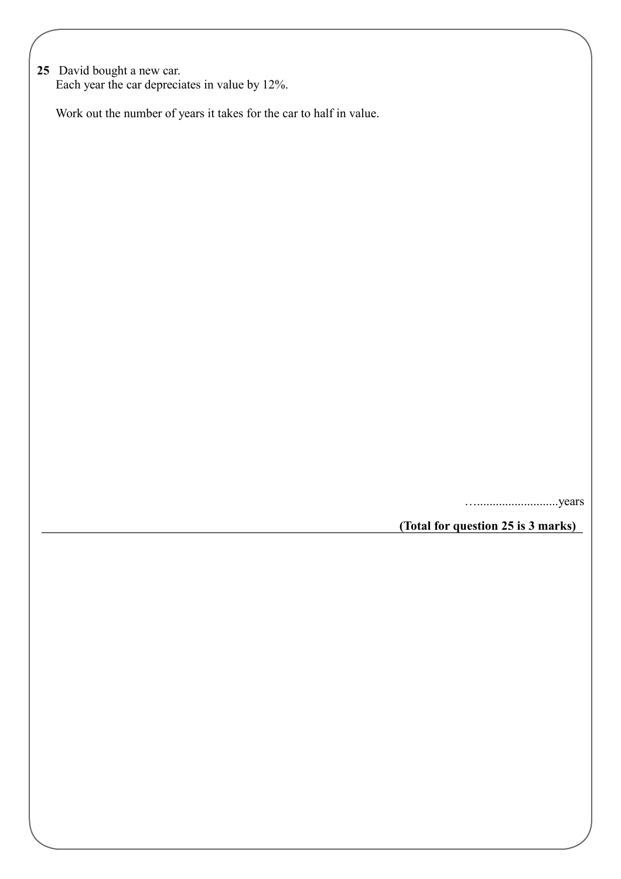**25** David bought a new car.
Each year the car depreciates in value by 12%.

Work out the number of years it takes for the car to half in value.

…..........................years

**(Total for question 25 is 3 marks)**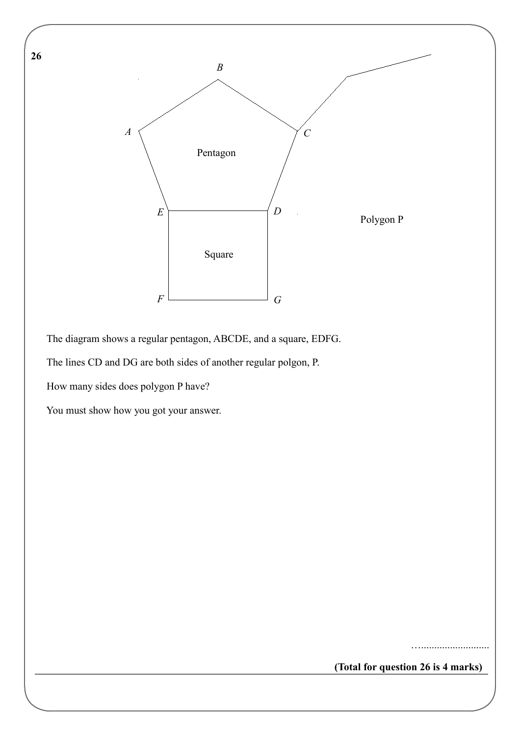**26**

B

A

C

Pentagon

E

D

Polygon P

Square

F

G

The diagram shows a regular pentagon, ABCDE, and a square, EDFG.

The lines CD and DG are both sides of another regular polgon, P.

How many sides does polygon P have?

You must show how you got your answer.

…..........................

**(Total for question 26 is 4 marks)**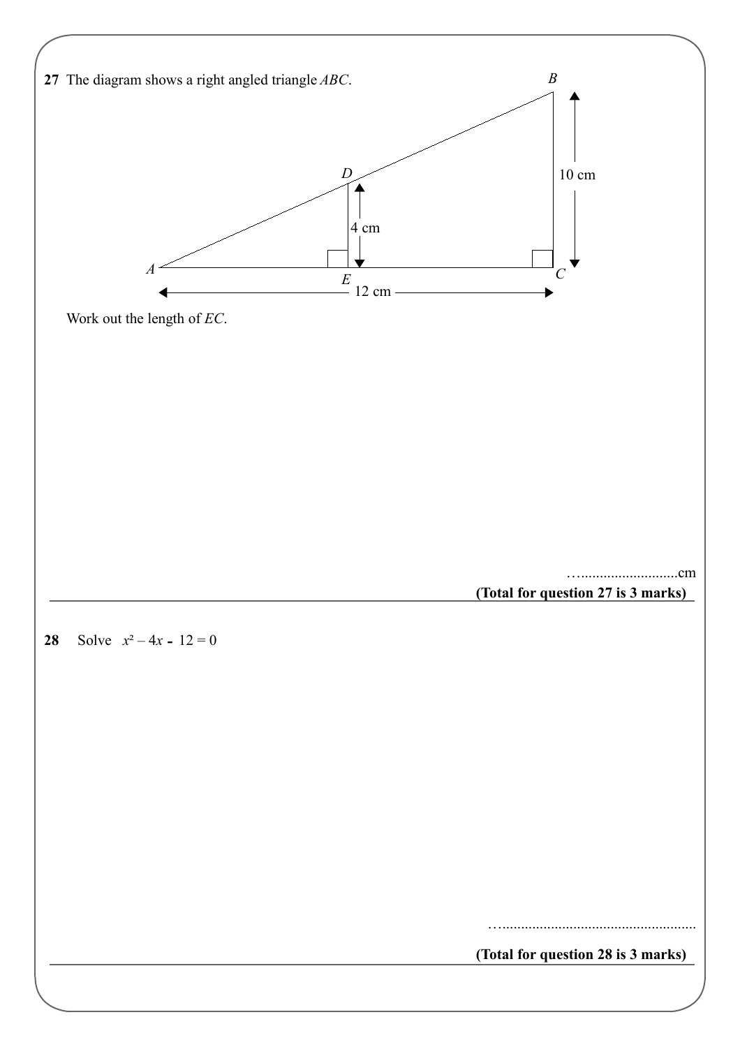**27** The diagram shows a right angled triangle $ABC$.

Work out the length of $EC$.

…..........................cm

**(Total for question 27 is 3 marks)**

---

**28** Solve $x^2 - 4x - 12 = 0$

…....................................................

**(Total for question 28 is 3 marks)**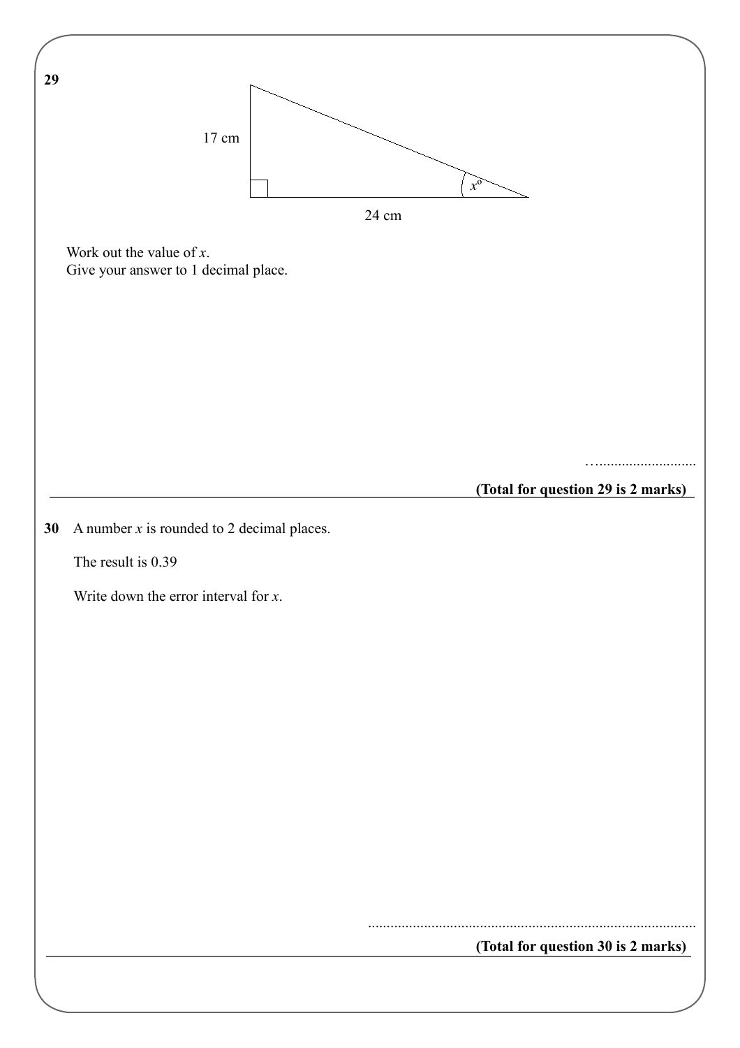**29**

17 cm

$x°$

24 cm

Work out the value of $x$.
Give your answer to 1 decimal place.

…..........................

**(Total for question 29 is 2 marks)**

---

**30** A number $x$ is rounded to 2 decimal places.

The result is 0.39

Write down the error interval for $x$.

........................................................................................

**(Total for question 30 is 2 marks)**